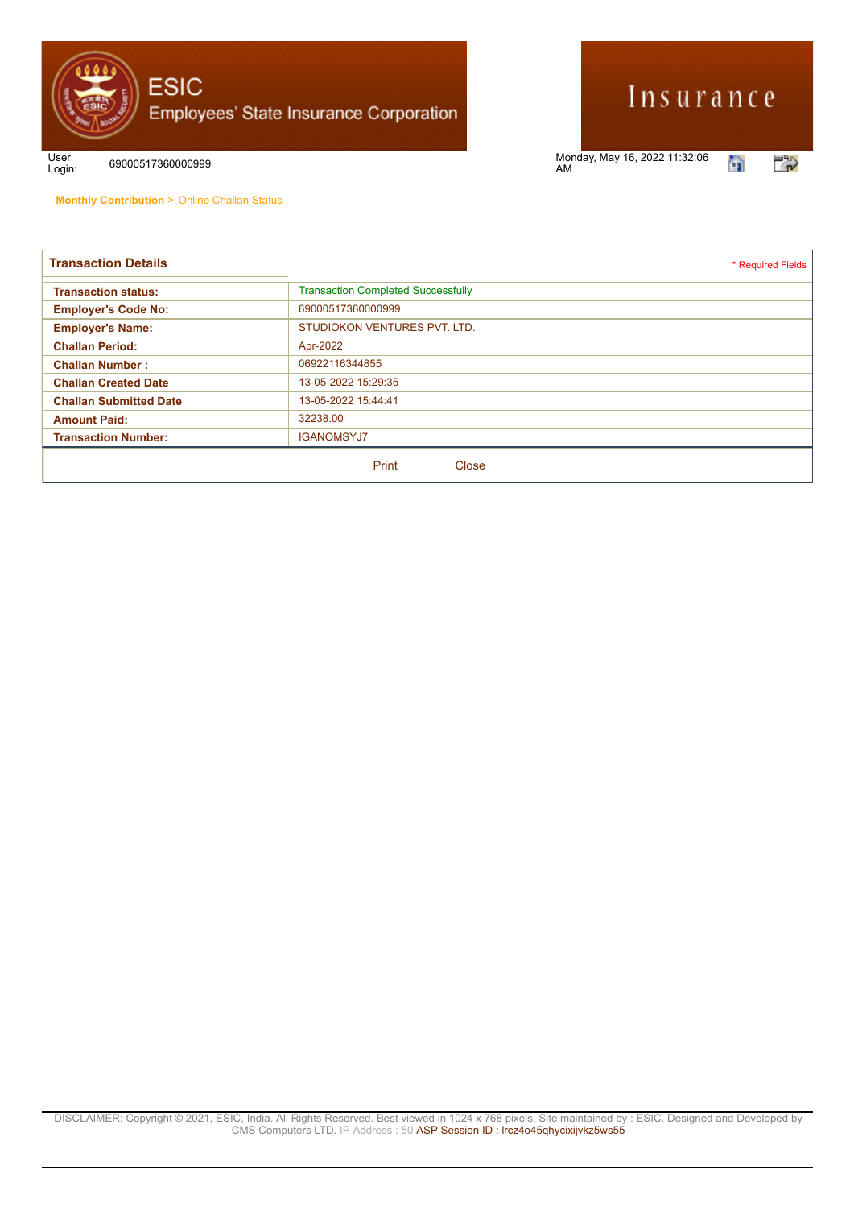# ESIC
## Employees' State Insurance Corporation

Insurance

User Login: 69000517360000999

Monday, May 16, 2022 11:32:06 AM

**Monthly Contribution** > Online Challan Status

## Transaction Details

\* Required Fields

| | |
|---|---|
| **Transaction status:** | Transaction Completed Successfully |
| **Employer's Code No:** | 69000517360000999 |
| **Employer's Name:** | STUDIOKON VENTURES PVT. LTD. |
| **Challan Period:** | Apr-2022 |
| **Challan Number :** | 06922116344855 |
| **Challan Created Date** | 13-05-2022 15:29:35 |
| **Challan Submitted Date** | 13-05-2022 15:44:41 |
| **Amount Paid:** | 32238.00 |
| **Transaction Number:** | IGANOMSYJ7 |

Print Close

DISCLAIMER: Copyright © 2021, ESIC, India. All Rights Reserved. Best viewed in 1024 x 768 pixels, Site maintained by : ESIC. Designed and Developed by CMS Computers LTD. IP Address : 50.ASP Session ID : lrcz4o45qhycixijvkz5ws55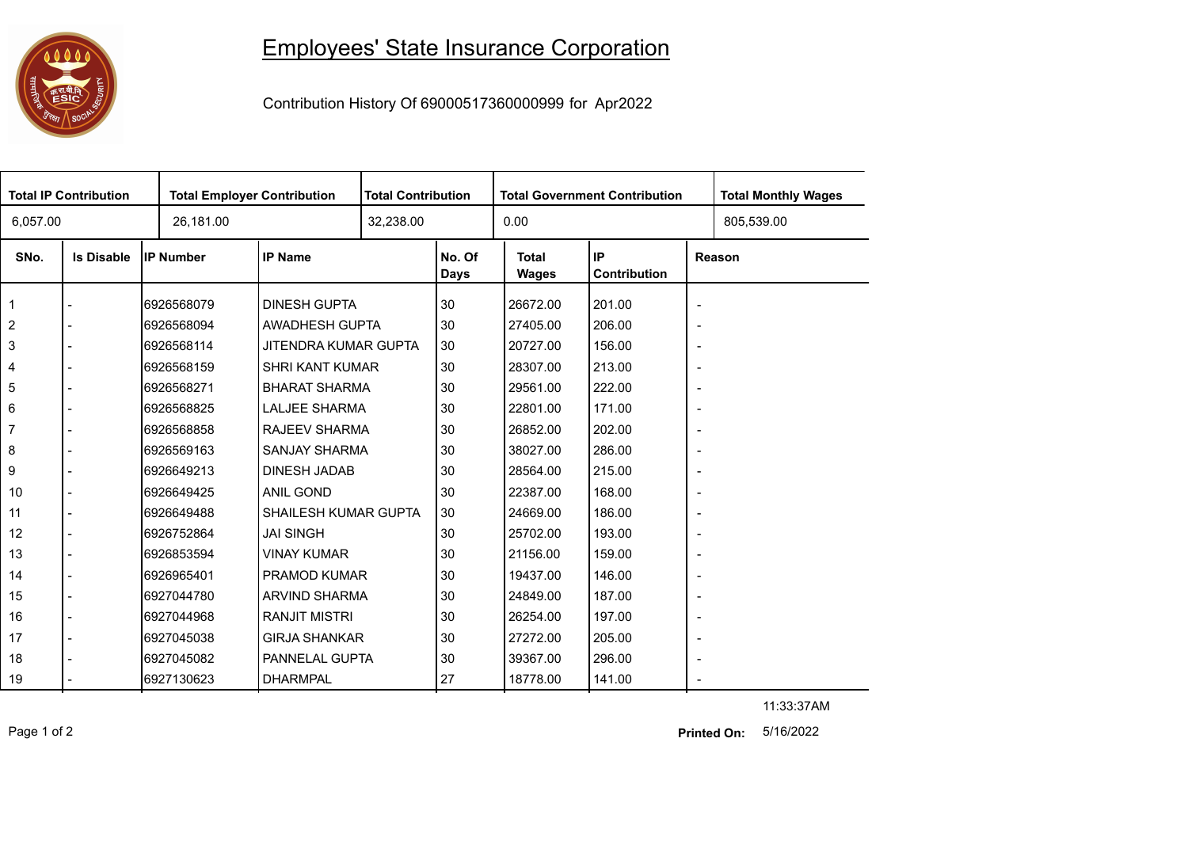# Employees' State Insurance Corporation

Contribution History Of 69000517360000999 for Apr2022

| Total IP Contribution | Total Employer Contribution | Total Contribution | Total Government Contribution | Total Monthly Wages |
|---|---|---|---|---|
| 6,057.00 | 26,181.00 | 32,238.00 | 0.00 | 805,539.00 |

| SNo. | Is Disable | IP Number | IP Name | No. Of Days | Total Wages | IP Contribution | Reason |
|---|---|---|---|---|---|---|---|
| 1 | - | 6926568079 | DINESH GUPTA | 30 | 26672.00 | 201.00 | - |
| 2 | - | 6926568094 | AWADHESH GUPTA | 30 | 27405.00 | 206.00 | - |
| 3 | - | 6926568114 | JITENDRA KUMAR GUPTA | 30 | 20727.00 | 156.00 | - |
| 4 | - | 6926568159 | SHRI KANT KUMAR | 30 | 28307.00 | 213.00 | - |
| 5 | - | 6926568271 | BHARAT SHARMA | 30 | 29561.00 | 222.00 | - |
| 6 | - | 6926568825 | LALJEE SHARMA | 30 | 22801.00 | 171.00 | - |
| 7 | - | 6926568858 | RAJEEV SHARMA | 30 | 26852.00 | 202.00 | - |
| 8 | - | 6926569163 | SANJAY SHARMA | 30 | 38027.00 | 286.00 | - |
| 9 | - | 6926649213 | DINESH JADAB | 30 | 28564.00 | 215.00 | - |
| 10 | - | 6926649425 | ANIL GOND | 30 | 22387.00 | 168.00 | - |
| 11 | - | 6926649488 | SHAILESH KUMAR GUPTA | 30 | 24669.00 | 186.00 | - |
| 12 | - | 6926752864 | JAI SINGH | 30 | 25702.00 | 193.00 | - |
| 13 | - | 6926853594 | VINAY KUMAR | 30 | 21156.00 | 159.00 | - |
| 14 | - | 6926965401 | PRAMOD KUMAR | 30 | 19437.00 | 146.00 | - |
| 15 | - | 6927044780 | ARVIND SHARMA | 30 | 24849.00 | 187.00 | - |
| 16 | - | 6927044968 | RANJIT MISTRI | 30 | 26254.00 | 197.00 | - |
| 17 | - | 6927045038 | GIRJA SHANKAR | 30 | 27272.00 | 205.00 | - |
| 18 | - | 6927045082 | PANNELAL GUPTA | 30 | 39367.00 | 296.00 | - |
| 19 | - | 6927130623 | DHARMPAL | 27 | 18778.00 | 141.00 | - |

11:33:37AM

**Printed On:** 5/16/2022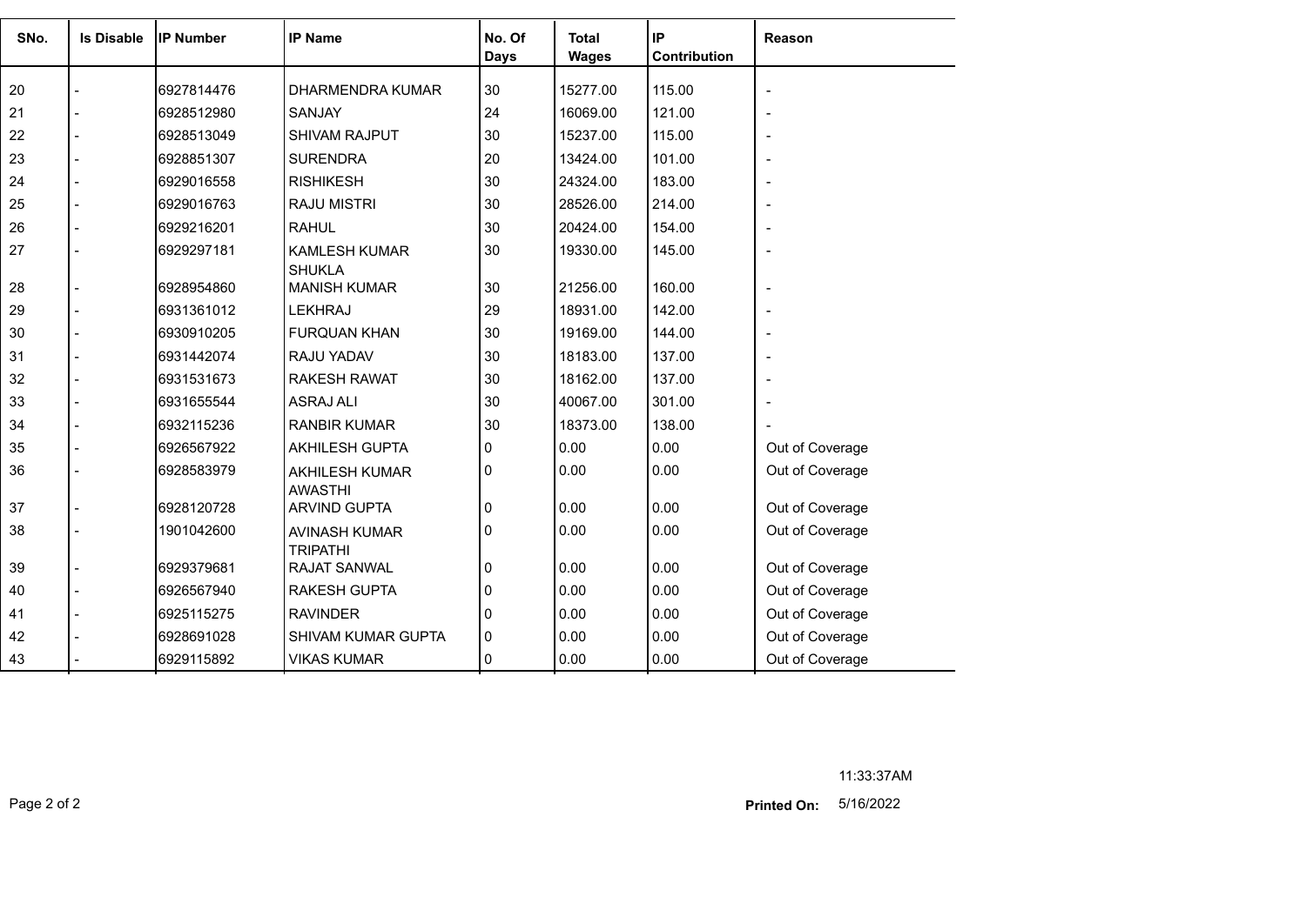| SNo. | Is Disable | IP Number | IP Name | No. Of Days | Total Wages | IP Contribution | Reason |
|---|---|---|---|---|---|---|---|
| 20 | - | 6927814476 | DHARMENDRA KUMAR | 30 | 15277.00 | 115.00 | - |
| 21 | - | 6928512980 | SANJAY | 24 | 16069.00 | 121.00 | - |
| 22 | - | 6928513049 | SHIVAM RAJPUT | 30 | 15237.00 | 115.00 | - |
| 23 | - | 6928851307 | SURENDRA | 20 | 13424.00 | 101.00 | - |
| 24 | - | 6929016558 | RISHIKESH | 30 | 24324.00 | 183.00 | - |
| 25 | - | 6929016763 | RAJU MISTRI | 30 | 28526.00 | 214.00 | - |
| 26 | - | 6929216201 | RAHUL | 30 | 20424.00 | 154.00 | - |
| 27 | - | 6929297181 | KAMLESH KUMAR SHUKLA | 30 | 19330.00 | 145.00 | - |
| 28 | - | 6928954860 | MANISH KUMAR | 30 | 21256.00 | 160.00 | - |
| 29 | - | 6931361012 | LEKHRAJ | 29 | 18931.00 | 142.00 | - |
| 30 | - | 6930910205 | FURQUAN KHAN | 30 | 19169.00 | 144.00 | - |
| 31 | - | 6931442074 | RAJU YADAV | 30 | 18183.00 | 137.00 | - |
| 32 | - | 6931531673 | RAKESH RAWAT | 30 | 18162.00 | 137.00 | - |
| 33 | - | 6931655544 | ASRAJ ALI | 30 | 40067.00 | 301.00 | - |
| 34 | - | 6932115236 | RANBIR KUMAR | 30 | 18373.00 | 138.00 | - |
| 35 | - | 6926567922 | AKHILESH GUPTA | 0 | 0.00 | 0.00 | Out of Coverage |
| 36 | - | 6928583979 | AKHILESH KUMAR AWASTHI | 0 | 0.00 | 0.00 | Out of Coverage |
| 37 | - | 6928120728 | ARVIND GUPTA | 0 | 0.00 | 0.00 | Out of Coverage |
| 38 | - | 1901042600 | AVINASH KUMAR TRIPATHI | 0 | 0.00 | 0.00 | Out of Coverage |
| 39 | - | 6929379681 | RAJAT SANWAL | 0 | 0.00 | 0.00 | Out of Coverage |
| 40 | - | 6926567940 | RAKESH GUPTA | 0 | 0.00 | 0.00 | Out of Coverage |
| 41 | - | 6925115275 | RAVINDER | 0 | 0.00 | 0.00 | Out of Coverage |
| 42 | - | 6928691028 | SHIVAM KUMAR GUPTA | 0 | 0.00 | 0.00 | Out of Coverage |
| 43 | - | 6929115892 | VIKAS KUMAR | 0 | 0.00 | 0.00 | Out of Coverage |

11:33:37AM

**Printed On:** 5/16/2022